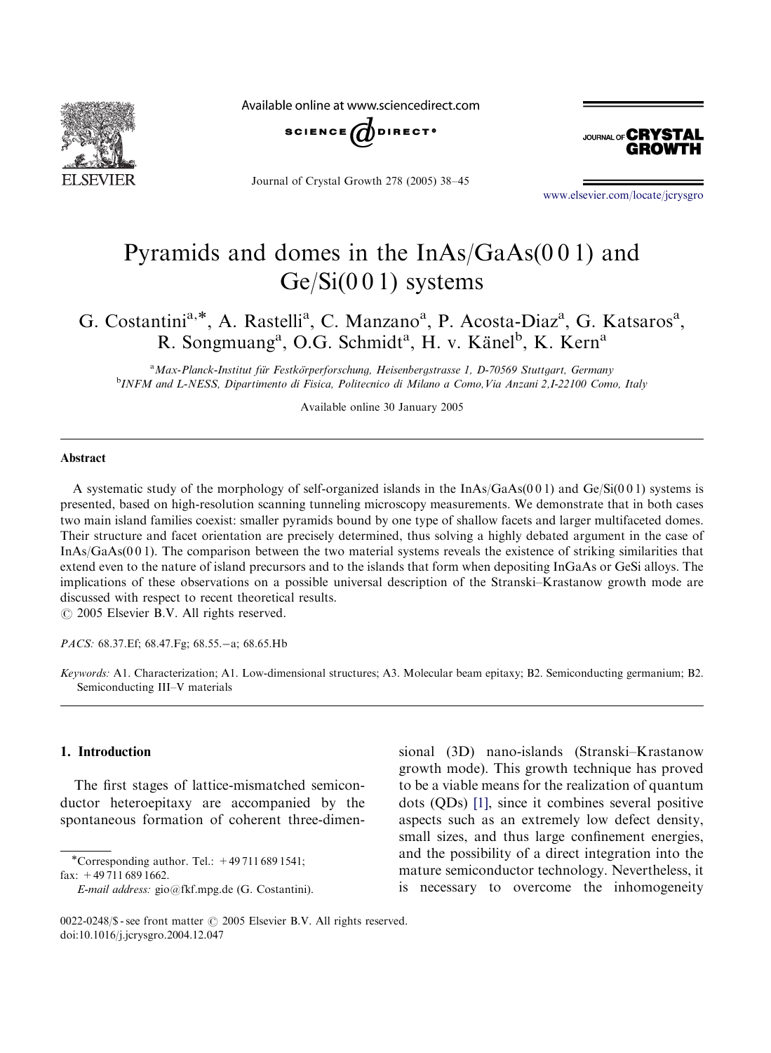# Pyramids and domes in the InAs/GaAs(0 0 1) and Ge/Si(0 0 1) systems

G. Costantini[a,*], A. Rastelli[a], C. Manzano[a], P. Acosta-Diaz[a], G. Katsaros[a], R. Songmuang[a], O.G. Schmidt[a], H. v. Känel[b], K. Kern[a]

[a] Max-Planck-Institut für Festkörperforschung, Heisenbergstrasse 1, D-70569 Stuttgart, Germany

[b] INFM and L-NESS, Dipartimento di Fisica, Politecnico di Milano a Como, Via Anzani 2, I-22100 Como, Italy

Available online 30 January 2005

## Abstract

A systematic study of the morphology of self-organized islands in the InAs/GaAs(0 0 1) and Ge/Si(0 0 1) systems is presented, based on high-resolution scanning tunneling microscopy measurements. We demonstrate that in both cases two main island families coexist: smaller pyramids bound by one type of shallow facets and larger multifaceted domes. Their structure and facet orientation are precisely determined, thus solving a highly debated argument in the case of InAs/GaAs(0 0 1). The comparison between the two material systems reveals the existence of striking similarities that extend even to the nature of island precursors and to the islands that form when depositing InGaAs or GeSi alloys. The implications of these observations on a possible universal description of the Stranski–Krastanow growth mode are discussed with respect to recent theoretical results.

© 2005 Elsevier B.V. All rights reserved.

*PACS:* 68.37.Ef; 68.47.Fg; 68.55.−a; 68.65.Hb

*Keywords:* A1. Characterization; A1. Low-dimensional structures; A3. Molecular beam epitaxy; B2. Semiconducting germanium; B2. Semiconducting III–V materials

## 1. Introduction

The first stages of lattice-mismatched semiconductor heteroepitaxy are accompanied by the spontaneous formation of coherent three-dimensional (3D) nano-islands (Stranski–Krastanow growth mode). This growth technique has proved to be a viable means for the realization of quantum dots (QDs) [1], since it combines several positive aspects such as an extremely low defect density, small sizes, and thus large confinement energies, and the possibility of a direct integration into the mature semiconductor technology. Nevertheless, it is necessary to overcome the inhomogeneity

*Corresponding author. Tel.: +49 711 689 1541; fax: +49 711 689 1662.

*E-mail address:* gio@fkf.mpg.de (G. Costantini).

0022-0248/$ - see front matter © 2005 Elsevier B.V. All rights reserved.
doi:10.1016/j.jcrysgro.2004.12.047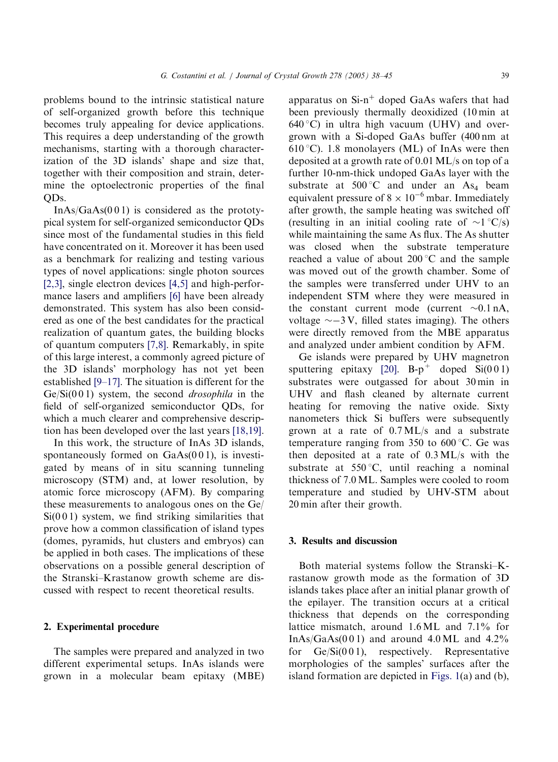problems bound to the intrinsic statistical nature of self-organized growth before this technique becomes truly appealing for device applications. This requires a deep understanding of the growth mechanisms, starting with a thorough characterization of the 3D islands' shape and size that, together with their composition and strain, determine the optoelectronic properties of the final QDs.

InAs/GaAs(0 0 1) is considered as the prototypical system for self-organized semiconductor QDs since most of the fundamental studies in this field have concentrated on it. Moreover it has been used as a benchmark for realizing and testing various types of novel applications: single photon sources [2,3], single electron devices [4,5] and high-performance lasers and amplifiers [6] have been already demonstrated. This system has also been considered as one of the best candidates for the practical realization of quantum gates, the building blocks of quantum computers [7,8]. Remarkably, in spite of this large interest, a commonly agreed picture of the 3D islands' morphology has not yet been established [9–17]. The situation is different for the Ge/Si(0 0 1) system, the second *drosophila* in the field of self-organized semiconductor QDs, for which a much clearer and comprehensive description has been developed over the last years [18,19].

In this work, the structure of InAs 3D islands, spontaneously formed on GaAs(0 0 1), is investigated by means of in situ scanning tunneling microscopy (STM) and, at lower resolution, by atomic force microscopy (AFM). By comparing these measurements to analogous ones on the Ge/Si(0 0 1) system, we find striking similarities that prove how a common classification of island types (domes, pyramids, hut clusters and embryos) can be applied in both cases. The implications of these observations on a possible general description of the Stranski–Krastanow growth scheme are discussed with respect to recent theoretical results.

## 2. Experimental procedure

The samples were prepared and analyzed in two different experimental setups. InAs islands were grown in a molecular beam epitaxy (MBE) apparatus on Si-n$^+$ doped GaAs wafers that had been previously thermally deoxidized (10 min at 640 °C) in ultra high vacuum (UHV) and overgrown with a Si-doped GaAs buffer (400 nm at 610 °C). 1.8 monolayers (ML) of InAs were then deposited at a growth rate of 0.01 ML/s on top of a further 10-nm-thick undoped GaAs layer with the substrate at 500 °C and under an $As_4$ beam equivalent pressure of $8 \times 10^{-6}$ mbar. Immediately after growth, the sample heating was switched off (resulting in an initial cooling rate of ~1 °C/s) while maintaining the same As flux. The As shutter was closed when the substrate temperature reached a value of about 200 °C and the sample was moved out of the growth chamber. Some of the samples were transferred under UHV to an independent STM where they were measured in the constant current mode (current ~0.1 nA, voltage ~−3 V, filled states imaging). The others were directly removed from the MBE apparatus and analyzed under ambient condition by AFM.

Ge islands were prepared by UHV magnetron sputtering epitaxy [20]. B-p$^+$ doped Si(0 0 1) substrates were outgassed for about 30 min in UHV and flash cleaned by alternate current heating for removing the native oxide. Sixty nanometers thick Si buffers were subsequently grown at a rate of 0.7 ML/s and a substrate temperature ranging from 350 to 600 °C. Ge was then deposited at a rate of 0.3 ML/s with the substrate at 550 °C, until reaching a nominal thickness of 7.0 ML. Samples were cooled to room temperature and studied by UHV-STM about 20 min after their growth.

## 3. Results and discussion

Both material systems follow the Stranski–Krastanow growth mode as the formation of 3D islands takes place after an initial planar growth of the epilayer. The transition occurs at a critical thickness that depends on the corresponding lattice mismatch, around 1.6 ML and 7.1% for InAs/GaAs(0 0 1) and around 4.0 ML and 4.2% for Ge/Si(0 0 1), respectively. Representative morphologies of the samples' surfaces after the island formation are depicted in Figs. 1(a) and (b),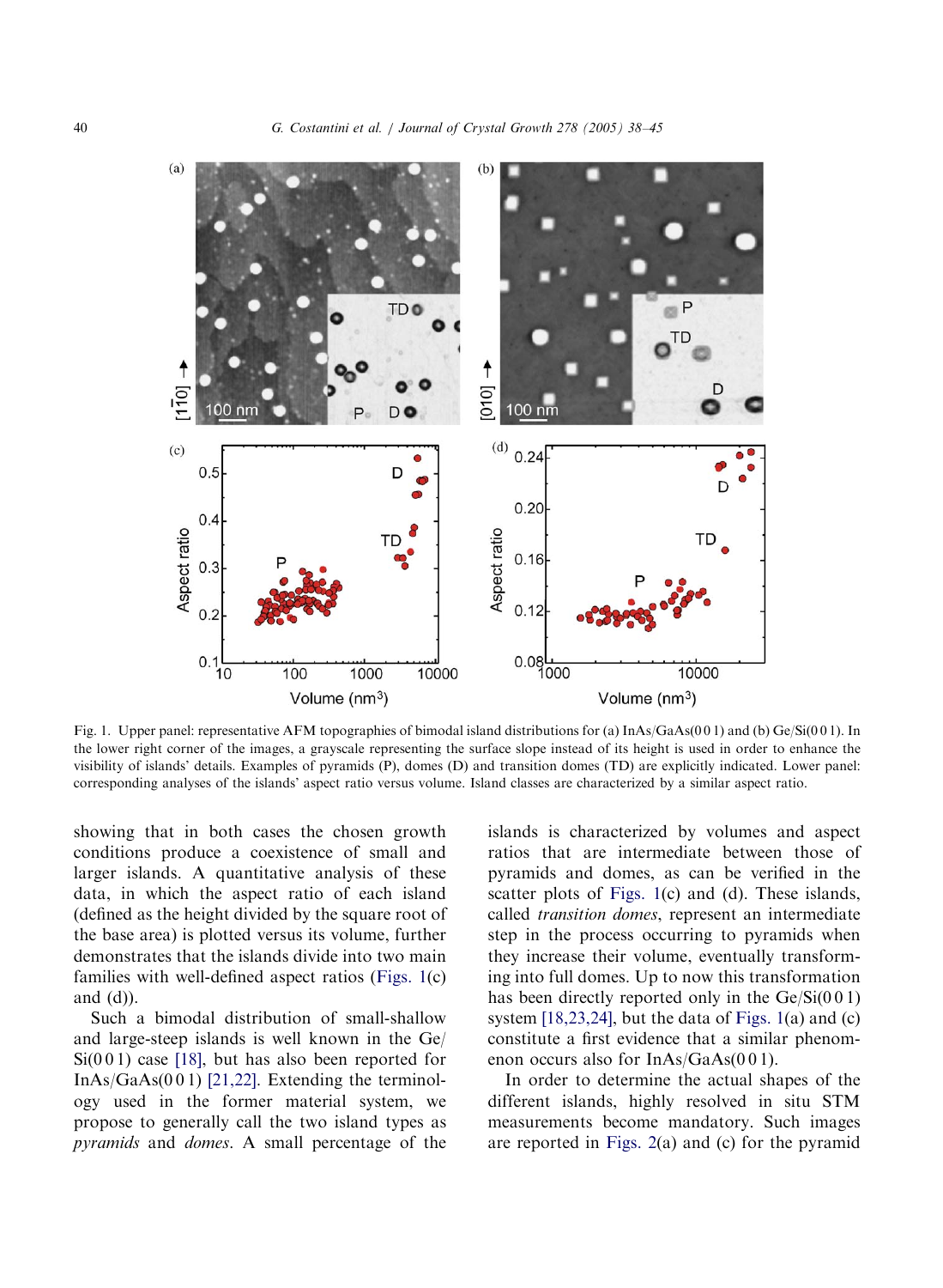Fig. 1. Upper panel: representative AFM topographies of bimodal island distributions for (a) InAs/GaAs(0 0 1) and (b) Ge/Si(0 0 1). In the lower right corner of the images, a grayscale representing the surface slope instead of its height is used in order to enhance the visibility of islands' details. Examples of pyramids (P), domes (D) and transition domes (TD) are explicitly indicated. Lower panel: corresponding analyses of the islands' aspect ratio versus volume. Island classes are characterized by a similar aspect ratio.

showing that in both cases the chosen growth conditions produce a coexistence of small and larger islands. A quantitative analysis of these data, in which the aspect ratio of each island (defined as the height divided by the square root of the base area) is plotted versus its volume, further demonstrates that the islands divide into two main families with well-defined aspect ratios (Figs. 1(c) and (d)).

Such a bimodal distribution of small-shallow and large-steep islands is well known in the Ge/Si(0 0 1) case [18], but has also been reported for InAs/GaAs(0 0 1) [21,22]. Extending the terminology used in the former material system, we propose to generally call the two island types as *pyramids* and *domes*. A small percentage of the islands is characterized by volumes and aspect ratios that are intermediate between those of pyramids and domes, as can be verified in the scatter plots of Figs. 1(c) and (d). These islands, called *transition domes*, represent an intermediate step in the process occurring to pyramids when they increase their volume, eventually transforming into full domes. Up to now this transformation has been directly reported only in the Ge/Si(0 0 1) system [18,23,24], but the data of Figs. 1(a) and (c) constitute a first evidence that a similar phenomenon occurs also for InAs/GaAs(0 0 1).

In order to determine the actual shapes of the different islands, highly resolved in situ STM measurements become mandatory. Such images are reported in Figs. 2(a) and (c) for the pyramid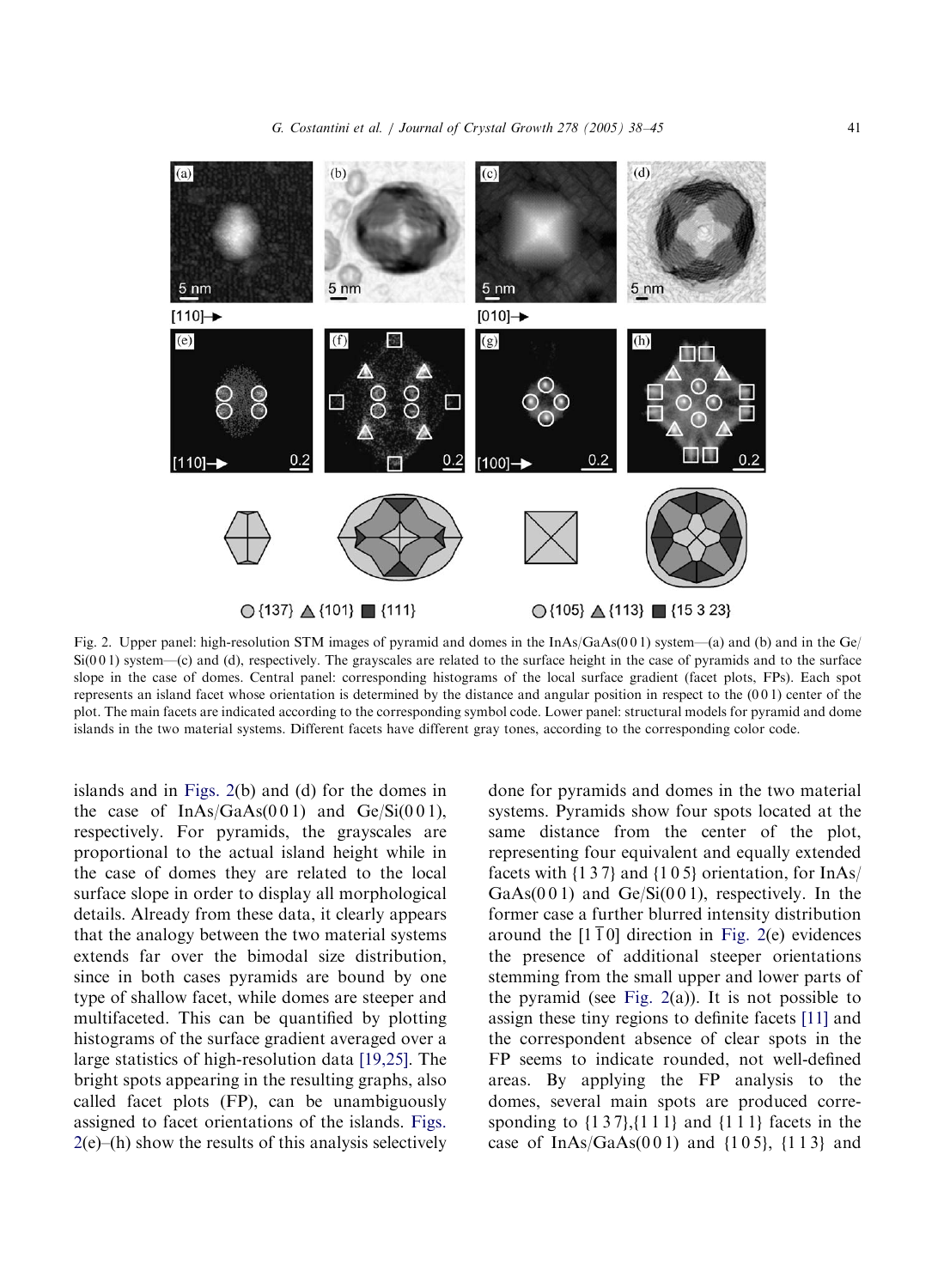Fig. 2. Upper panel: high-resolution STM images of pyramid and domes in the InAs/GaAs(0 0 1) system—(a) and (b) and in the Ge/Si(0 0 1) system—(c) and (d), respectively. The grayscales are related to the surface height in the case of pyramids and to the surface slope in the case of domes. Central panel: corresponding histograms of the local surface gradient (facet plots, FPs). Each spot represents an island facet whose orientation is determined by the distance and angular position in respect to the (0 0 1) center of the plot. The main facets are indicated according to the corresponding symbol code. Lower panel: structural models for pyramid and dome islands in the two material systems. Different facets have different gray tones, according to the corresponding color code.

islands and in Figs. 2(b) and (d) for the domes in the case of InAs/GaAs(0 0 1) and Ge/Si(0 0 1), respectively. For pyramids, the grayscales are proportional to the actual island height while in the case of domes they are related to the local surface slope in order to display all morphological details. Already from these data, it clearly appears that the analogy between the two material systems extends far over the bimodal size distribution, since in both cases pyramids are bound by one type of shallow facet, while domes are steeper and multifaceted. This can be quantified by plotting histograms of the surface gradient averaged over a large statistics of high-resolution data [19,25]. The bright spots appearing in the resulting graphs, also called facet plots (FP), can be unambiguously assigned to facet orientations of the islands. Figs. 2(e)–(h) show the results of this analysis selectively done for pyramids and domes in the two material systems. Pyramids show four spots located at the same distance from the center of the plot, representing four equivalent and equally extended facets with {1 3 7} and {1 0 5} orientation, for InAs/GaAs(0 0 1) and Ge/Si(0 0 1), respectively. In the former case a further blurred intensity distribution around the [1 $\bar{1}$ 0] direction in Fig. 2(e) evidences the presence of additional steeper orientations stemming from the small upper and lower parts of the pyramid (see Fig. 2(a)). It is not possible to assign these tiny regions to definite facets [11] and the correspondent absence of clear spots in the FP seems to indicate rounded, not well-defined areas. By applying the FP analysis to the domes, several main spots are produced corresponding to {1 3 7},{1 1 1} and {1 1 1} facets in the case of InAs/GaAs(0 0 1) and {1 0 5}, {1 1 3} and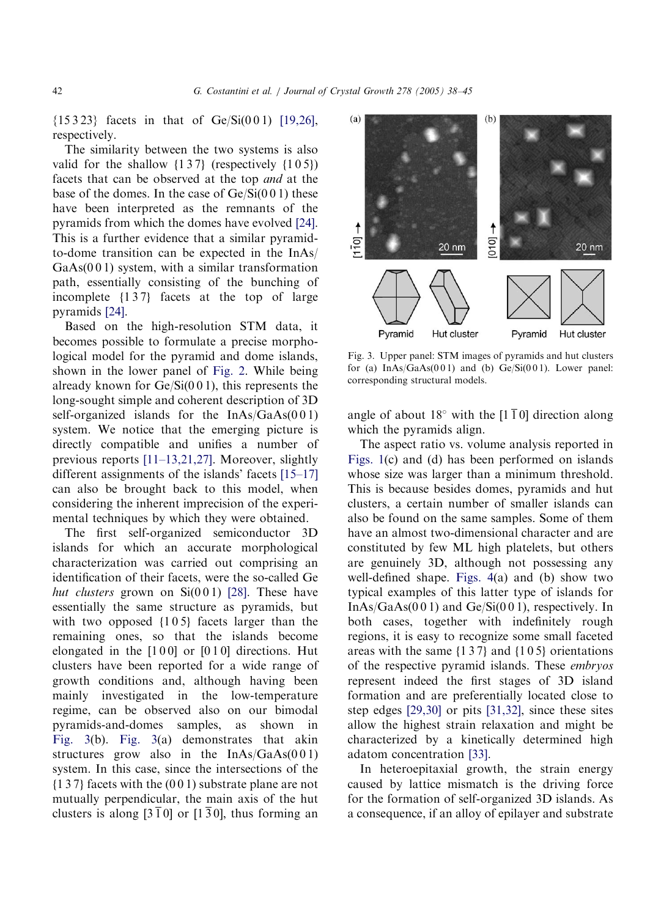{15 3 23} facets in that of Ge/Si(0 0 1) [19,26], respectively.

The similarity between the two systems is also valid for the shallow {1 3 7} (respectively {1 0 5}) facets that can be observed at the top *and* at the base of the domes. In the case of Ge/Si(0 0 1) these have been interpreted as the remnants of the pyramids from which the domes have evolved [24]. This is a further evidence that a similar pyramid-to-dome transition can be expected in the InAs/GaAs(0 0 1) system, with a similar transformation path, essentially consisting of the bunching of incomplete {1 3 7} facets at the top of large pyramids [24].

Based on the high-resolution STM data, it becomes possible to formulate a precise morphological model for the pyramid and dome islands, shown in the lower panel of Fig. 2. While being already known for Ge/Si(0 0 1), this represents the long-sought simple and coherent description of 3D self-organized islands for the InAs/GaAs(0 0 1) system. We notice that the emerging picture is directly compatible and unifies a number of previous reports [11–13,21,27]. Moreover, slightly different assignments of the islands' facets [15–17] can also be brought back to this model, when considering the inherent imprecision of the experimental techniques by which they were obtained.

The first self-organized semiconductor 3D islands for which an accurate morphological characterization was carried out comprising an identification of their facets, were the so-called Ge *hut clusters* grown on Si(0 0 1) [28]. These have essentially the same structure as pyramids, but with two opposed {1 0 5} facets larger than the remaining ones, so that the islands become elongated in the [1 0 0] or [0 1 0] directions. Hut clusters have been reported for a wide range of growth conditions and, although having been mainly investigated in the low-temperature regime, can be observed also on our bimodal pyramids-and-domes samples, as shown in Fig. 3(b). Fig. 3(a) demonstrates that akin structures grow also in the InAs/GaAs(0 0 1) system. In this case, since the intersections of the {1 3 7} facets with the (0 0 1) substrate plane are not mutually perpendicular, the main axis of the hut clusters is along $[3\bar{1}0]$ or $[1\bar{3}0]$, thus forming an angle of about 18° with the $[1\bar{1}0]$ direction along which the pyramids align.

Fig. 3. Upper panel: STM images of pyramids and hut clusters for (a) InAs/GaAs(0 0 1) and (b) Ge/Si(0 0 1). Lower panel: corresponding structural models.

The aspect ratio vs. volume analysis reported in Figs. 1(c) and (d) has been performed on islands whose size was larger than a minimum threshold. This is because besides domes, pyramids and hut clusters, a certain number of smaller islands can also be found on the same samples. Some of them have an almost two-dimensional character and are constituted by few ML high platelets, but others are genuinely 3D, although not possessing any well-defined shape. Figs. 4(a) and (b) show two typical examples of this latter type of islands for InAs/GaAs(0 0 1) and Ge/Si(0 0 1), respectively. In both cases, together with indefinitely rough regions, it is easy to recognize some small faceted areas with the same {1 3 7} and {1 0 5} orientations of the respective pyramid islands. These *embryos* represent indeed the first stages of 3D island formation and are preferentially located close to step edges [29,30] or pits [31,32], since these sites allow the highest strain relaxation and might be characterized by a kinetically determined high adatom concentration [33].

In heteroepitaxial growth, the strain energy caused by lattice mismatch is the driving force for the formation of self-organized 3D islands. As a consequence, if an alloy of epilayer and substrate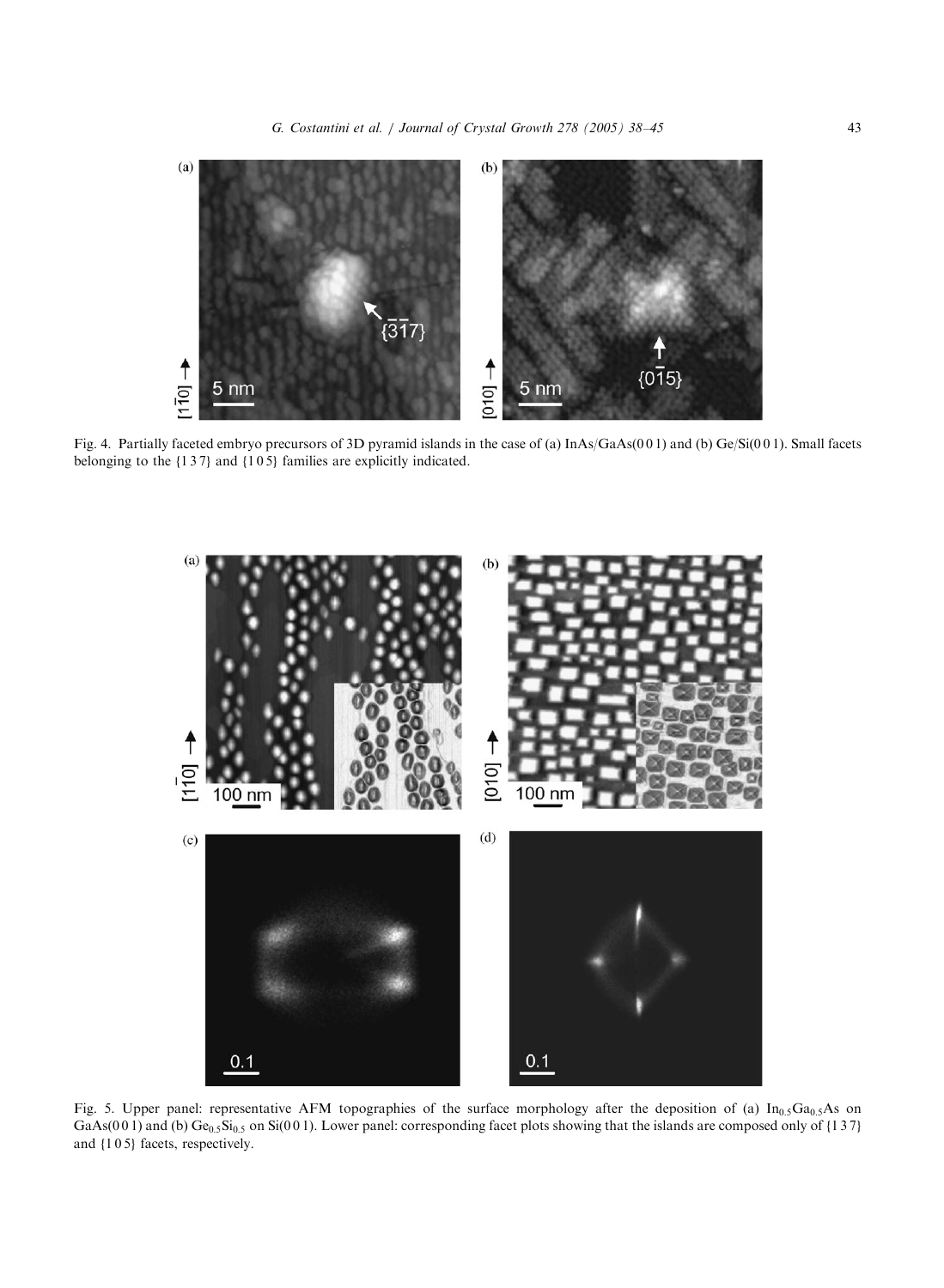Fig. 4. Partially faceted embryo precursors of 3D pyramid islands in the case of (a) InAs/GaAs(0 0 1) and (b) Ge/Si(0 0 1). Small facets belonging to the {1 3 7} and {1 0 5} families are explicitly indicated.

Fig. 5. Upper panel: representative AFM topographies of the surface morphology after the deposition of (a) $In_{0.5}Ga_{0.5}As$ on GaAs(0 0 1) and (b) $Ge_{0.5}Si_{0.5}$ on Si(0 0 1). Lower panel: corresponding facet plots showing that the islands are composed only of {1 3 7} and {1 0 5} facets, respectively.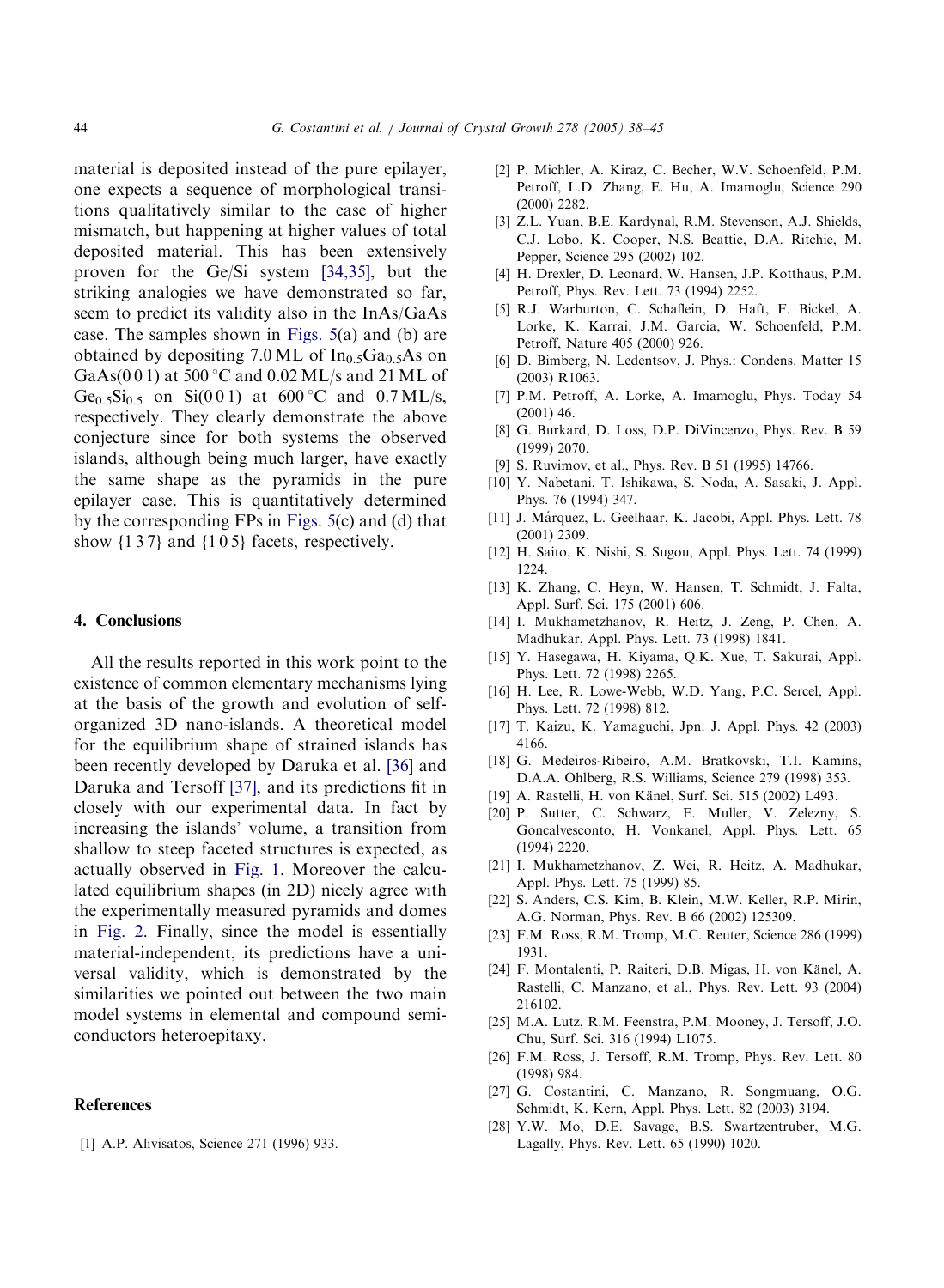material is deposited instead of the pure epilayer, one expects a sequence of morphological transitions qualitatively similar to the case of higher mismatch, but happening at higher values of total deposited material. This has been extensively proven for the Ge/Si system [34,35], but the striking analogies we have demonstrated so far, seem to predict its validity also in the InAs/GaAs case. The samples shown in Figs. 5(a) and (b) are obtained by depositing 7.0 ML of $In_{0.5}Ga_{0.5}As$ on GaAs(0 0 1) at 500 °C and 0.02 ML/s and 21 ML of $Ge_{0.5}Si_{0.5}$ on Si(0 0 1) at 600 °C and 0.7 ML/s, respectively. They clearly demonstrate the above conjecture since for both systems the observed islands, although being much larger, have exactly the same shape as the pyramids in the pure epilayer case. This is quantitatively determined by the corresponding FPs in Figs. 5(c) and (d) that show {1 3 7} and {1 0 5} facets, respectively.

## 4. Conclusions

All the results reported in this work point to the existence of common elementary mechanisms lying at the basis of the growth and evolution of self-organized 3D nano-islands. A theoretical model for the equilibrium shape of strained islands has been recently developed by Daruka et al. [36] and Daruka and Tersoff [37], and its predictions fit in closely with our experimental data. In fact by increasing the islands' volume, a transition from shallow to steep faceted structures is expected, as actually observed in Fig. 1. Moreover the calculated equilibrium shapes (in 2D) nicely agree with the experimentally measured pyramids and domes in Fig. 2. Finally, since the model is essentially material-independent, its predictions have a universal validity, which is demonstrated by the similarities we pointed out between the two main model systems in elemental and compound semiconductors heteroepitaxy.

## References

[1] A.P. Alivisatos, Science 271 (1996) 933.

[2] P. Michler, A. Kiraz, C. Becher, W.V. Schoenfeld, P.M. Petroff, L.D. Zhang, E. Hu, A. Imamoglu, Science 290 (2000) 2282.

[3] Z.L. Yuan, B.E. Kardynal, R.M. Stevenson, A.J. Shields, C.J. Lobo, K. Cooper, N.S. Beattie, D.A. Ritchie, M. Pepper, Science 295 (2002) 102.

[4] H. Drexler, D. Leonard, W. Hansen, J.P. Kotthaus, P.M. Petroff, Phys. Rev. Lett. 73 (1994) 2252.

[5] R.J. Warburton, C. Schaflein, D. Haft, F. Bickel, A. Lorke, K. Karrai, J.M. Garcia, W. Schoenfeld, P.M. Petroff, Nature 405 (2000) 926.

[6] D. Bimberg, N. Ledentsov, J. Phys.: Condens. Matter 15 (2003) R1063.

[7] P.M. Petroff, A. Lorke, A. Imamoglu, Phys. Today 54 (2001) 46.

[8] G. Burkard, D. Loss, D.P. DiVincenzo, Phys. Rev. B 59 (1999) 2070.

[9] S. Ruvimov, et al., Phys. Rev. B 51 (1995) 14766.

[10] Y. Nabetani, T. Ishikawa, S. Noda, A. Sasaki, J. Appl. Phys. 76 (1994) 347.

[11] J. Márquez, L. Geelhaar, K. Jacobi, Appl. Phys. Lett. 78 (2001) 2309.

[12] H. Saito, K. Nishi, S. Sugou, Appl. Phys. Lett. 74 (1999) 1224.

[13] K. Zhang, C. Heyn, W. Hansen, T. Schmidt, J. Falta, Appl. Surf. Sci. 175 (2001) 606.

[14] I. Mukhametzhanov, R. Heitz, J. Zeng, P. Chen, A. Madhukar, Appl. Phys. Lett. 73 (1998) 1841.

[15] Y. Hasegawa, H. Kiyama, Q.K. Xue, T. Sakurai, Appl. Phys. Lett. 72 (1998) 2265.

[16] H. Lee, R. Lowe-Webb, W.D. Yang, P.C. Sercel, Appl. Phys. Lett. 72 (1998) 812.

[17] T. Kaizu, K. Yamaguchi, Jpn. J. Appl. Phys. 42 (2003) 4166.

[18] G. Medeiros-Ribeiro, A.M. Bratkovski, T.I. Kamins, D.A.A. Ohlberg, R.S. Williams, Science 279 (1998) 353.

[19] A. Rastelli, H. von Känel, Surf. Sci. 515 (2002) L493.

[20] P. Sutter, C. Schwarz, E. Muller, V. Zelezny, S. Goncalvesconto, H. Vonkanel, Appl. Phys. Lett. 65 (1994) 2220.

[21] I. Mukhametzhanov, Z. Wei, R. Heitz, A. Madhukar, Appl. Phys. Lett. 75 (1999) 85.

[22] S. Anders, C.S. Kim, B. Klein, M.W. Keller, R.P. Mirin, A.G. Norman, Phys. Rev. B 66 (2002) 125309.

[23] F.M. Ross, R.M. Tromp, M.C. Reuter, Science 286 (1999) 1931.

[24] F. Montalenti, P. Raiteri, D.B. Migas, H. von Känel, A. Rastelli, C. Manzano, et al., Phys. Rev. Lett. 93 (2004) 216102.

[25] M.A. Lutz, R.M. Feenstra, P.M. Mooney, J. Tersoff, J.O. Chu, Surf. Sci. 316 (1994) L1075.

[26] F.M. Ross, J. Tersoff, R.M. Tromp, Phys. Rev. Lett. 80 (1998) 984.

[27] G. Costantini, C. Manzano, R. Songmuang, O.G. Schmidt, K. Kern, Appl. Phys. Lett. 82 (2003) 3194.

[28] Y.W. Mo, D.E. Savage, B.S. Swartzentruber, M.G. Lagally, Phys. Rev. Lett. 65 (1990) 1020.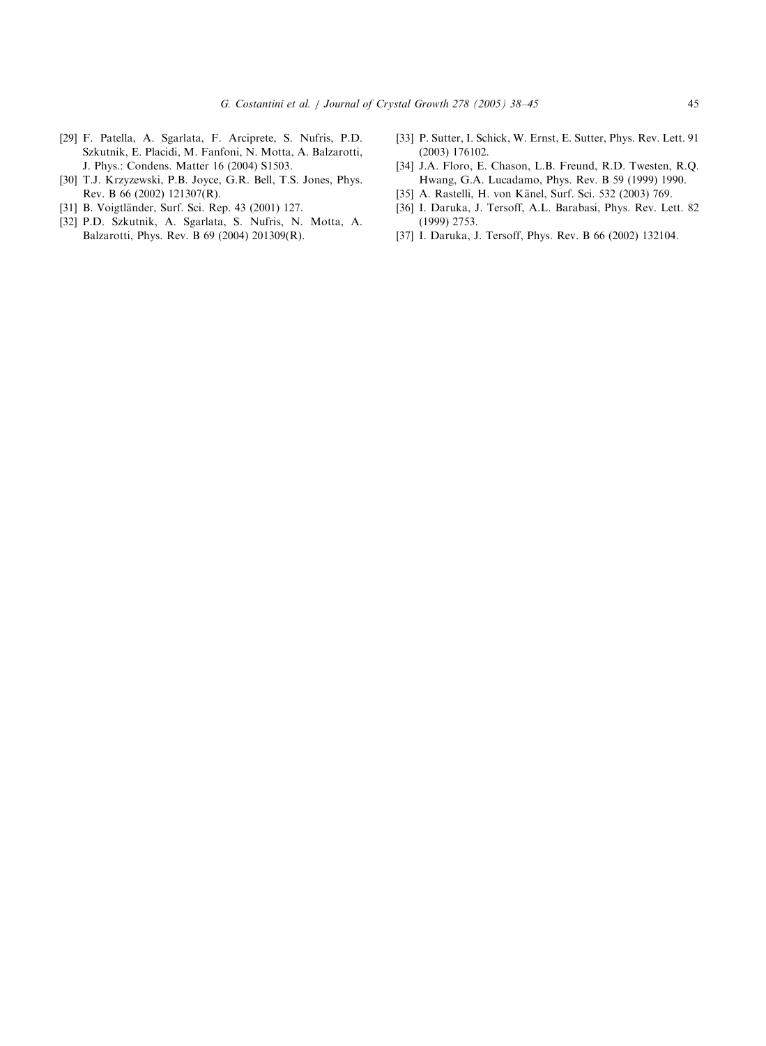[29] F. Patella, A. Sgarlata, F. Arciprete, S. Nufris, P.D. Szkutnik, E. Placidi, M. Fanfoni, N. Motta, A. Balzarotti, J. Phys.: Condens. Matter 16 (2004) S1503.

[30] T.J. Krzyzewski, P.B. Joyce, G.R. Bell, T.S. Jones, Phys. Rev. B 66 (2002) 121307(R).

[31] B. Voigtländer, Surf. Sci. Rep. 43 (2001) 127.

[32] P.D. Szkutnik, A. Sgarlata, S. Nufris, N. Motta, A. Balzarotti, Phys. Rev. B 69 (2004) 201309(R).

[33] P. Sutter, I. Schick, W. Ernst, E. Sutter, Phys. Rev. Lett. 91 (2003) 176102.

[34] J.A. Floro, E. Chason, L.B. Freund, R.D. Twesten, R.Q. Hwang, G.A. Lucadamo, Phys. Rev. B 59 (1999) 1990.

[35] A. Rastelli, H. von Känel, Surf. Sci. 532 (2003) 769.

[36] I. Daruka, J. Tersoff, A.L. Barabasi, Phys. Rev. Lett. 82 (1999) 2753.

[37] I. Daruka, J. Tersoff, Phys. Rev. B 66 (2002) 132104.